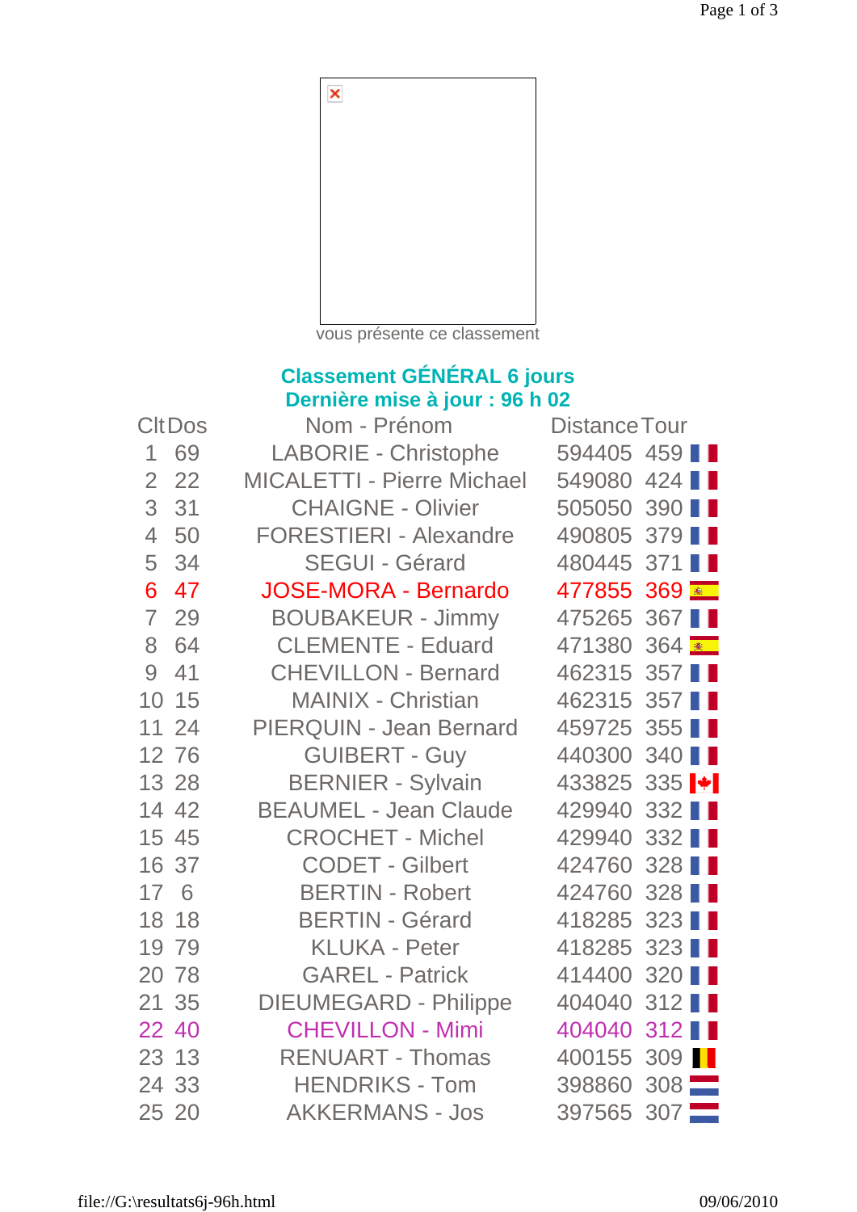vous présente ce classement

## Classement GÉNÉRAL 6 jours
## Dernière mise à jour : 96 h 02

| Clt | Dos | Nom - Prénom | Distance | Tour |
|---|---|---|---|---|
| 1 | 69 | LABORIE - Christophe | 594405 | 459 |
| 2 | 22 | MICALETTI - Pierre Michael | 549080 | 424 |
| 3 | 31 | CHAIGNE - Olivier | 505050 | 390 |
| 4 | 50 | FORESTIERI - Alexandre | 490805 | 379 |
| 5 | 34 | SEGUI - Gérard | 480445 | 371 |
| 6 | 47 | JOSE-MORA - Bernardo | 477855 | 369 |
| 7 | 29 | BOUBAKEUR - Jimmy | 475265 | 367 |
| 8 | 64 | CLEMENTE - Eduard | 471380 | 364 |
| 9 | 41 | CHEVILLON - Bernard | 462315 | 357 |
| 10 | 15 | MAINIX - Christian | 462315 | 357 |
| 11 | 24 | PIERQUIN - Jean Bernard | 459725 | 355 |
| 12 | 76 | GUIBERT - Guy | 440300 | 340 |
| 13 | 28 | BERNIER - Sylvain | 433825 | 335 |
| 14 | 42 | BEAUMEL - Jean Claude | 429940 | 332 |
| 15 | 45 | CROCHET - Michel | 429940 | 332 |
| 16 | 37 | CODET - Gilbert | 424760 | 328 |
| 17 | 6 | BERTIN - Robert | 424760 | 328 |
| 18 | 18 | BERTIN - Gérard | 418285 | 323 |
| 19 | 79 | KLUKA - Peter | 418285 | 323 |
| 20 | 78 | GAREL - Patrick | 414400 | 320 |
| 21 | 35 | DIEUMEGARD - Philippe | 404040 | 312 |
| 22 | 40 | CHEVILLON - Mimi | 404040 | 312 |
| 23 | 13 | RENUART - Thomas | 400155 | 309 |
| 24 | 33 | HENDRIKS - Tom | 398860 | 308 |
| 25 | 20 | AKKERMANS - Jos | 397565 | 307 |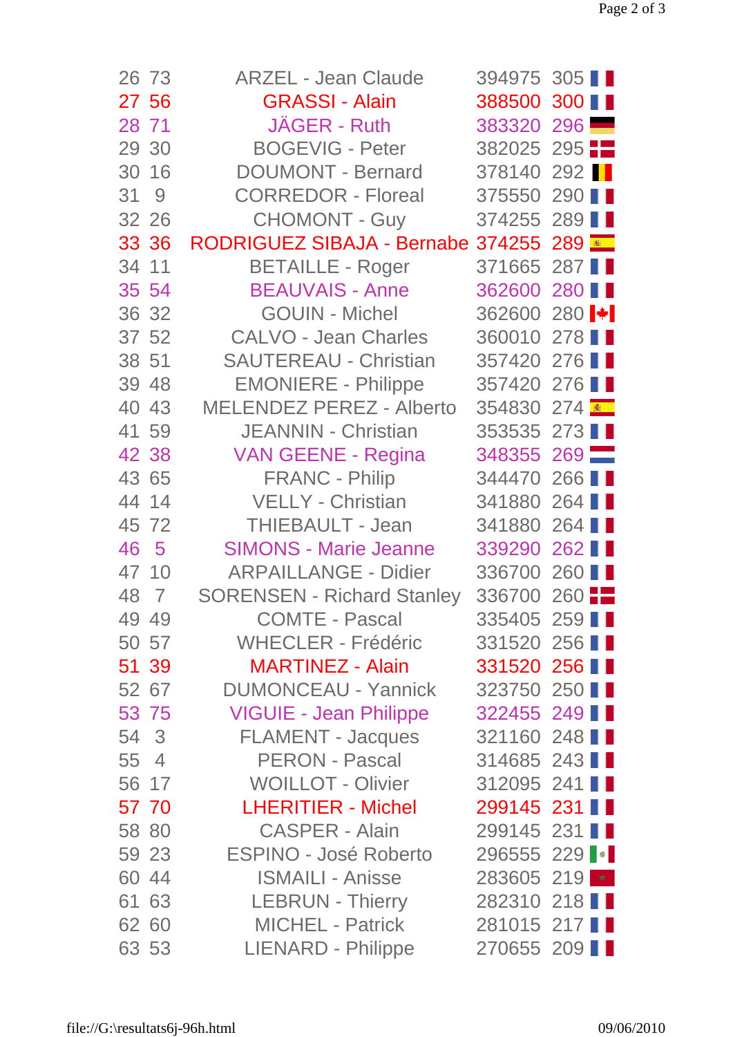| | | | | | |
|---|---|---|---|---|---|
| 26 | 73 | ARZEL - Jean Claude | 394975 | 305 | |
| 27 | 56 | GRASSI - Alain | 388500 | 300 | |
| 28 | 71 | JÄGER - Ruth | 383320 | 296 | |
| 29 | 30 | BOGEVIG - Peter | 382025 | 295 | |
| 30 | 16 | DOUMONT - Bernard | 378140 | 292 | |
| 31 | 9 | CORREDOR - Floreal | 375550 | 290 | |
| 32 | 26 | CHOMONT - Guy | 374255 | 289 | |
| 33 | 36 | RODRIGUEZ SIBAJA - Bernabe | 374255 | 289 | |
| 34 | 11 | BETAILLE - Roger | 371665 | 287 | |
| 35 | 54 | BEAUVAIS - Anne | 362600 | 280 | |
| 36 | 32 | GOUIN - Michel | 362600 | 280 | |
| 37 | 52 | CALVO - Jean Charles | 360010 | 278 | |
| 38 | 51 | SAUTEREAU - Christian | 357420 | 276 | |
| 39 | 48 | EMONIERE - Philippe | 357420 | 276 | |
| 40 | 43 | MELENDEZ PEREZ - Alberto | 354830 | 274 | |
| 41 | 59 | JEANNIN - Christian | 353535 | 273 | |
| 42 | 38 | VAN GEENE - Regina | 348355 | 269 | |
| 43 | 65 | FRANC - Philip | 344470 | 266 | |
| 44 | 14 | VELLY - Christian | 341880 | 264 | |
| 45 | 72 | THIEBAULT - Jean | 341880 | 264 | |
| 46 | 5 | SIMONS - Marie Jeanne | 339290 | 262 | |
| 47 | 10 | ARPAILLANGE - Didier | 336700 | 260 | |
| 48 | 7 | SORENSEN - Richard Stanley | 336700 | 260 | |
| 49 | 49 | COMTE - Pascal | 335405 | 259 | |
| 50 | 57 | WHECLER - Frédéric | 331520 | 256 | |
| 51 | 39 | MARTINEZ - Alain | 331520 | 256 | |
| 52 | 67 | DUMONCEAU - Yannick | 323750 | 250 | |
| 53 | 75 | VIGUIE - Jean Philippe | 322455 | 249 | |
| 54 | 3 | FLAMENT - Jacques | 321160 | 248 | |
| 55 | 4 | PERON - Pascal | 314685 | 243 | |
| 56 | 17 | WOILLOT - Olivier | 312095 | 241 | |
| 57 | 70 | LHERITIER - Michel | 299145 | 231 | |
| 58 | 80 | CASPER - Alain | 299145 | 231 | |
| 59 | 23 | ESPINO - José Roberto | 296555 | 229 | |
| 60 | 44 | ISMAILI - Anisse | 283605 | 219 | |
| 61 | 63 | LEBRUN - Thierry | 282310 | 218 | |
| 62 | 60 | MICHEL - Patrick | 281015 | 217 | |
| 63 | 53 | LIENARD - Philippe | 270655 | 209 | |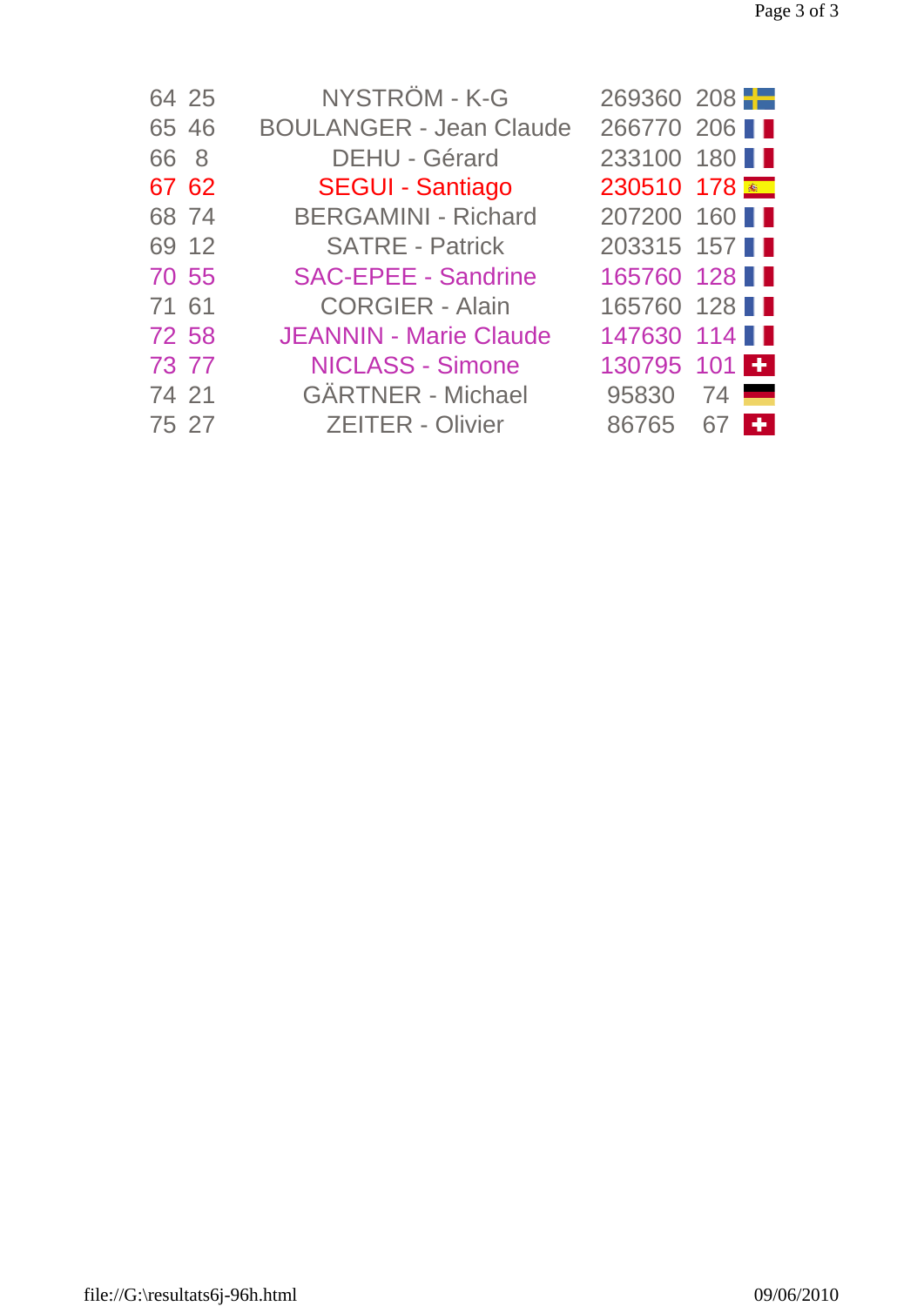| | | | | | |
|---|---|---|---|---|---|
| 64 | 25 | NYSTRÖM - K-G | 269360 | 208 | |
| 65 | 46 | BOULANGER - Jean Claude | 266770 | 206 | |
| 66 | 8 | DEHU - Gérard | 233100 | 180 | |
| 67 | 62 | SEGUI - Santiago | 230510 | 178 | |
| 68 | 74 | BERGAMINI - Richard | 207200 | 160 | |
| 69 | 12 | SATRE - Patrick | 203315 | 157 | |
| 70 | 55 | SAC-EPEE - Sandrine | 165760 | 128 | |
| 71 | 61 | CORGIER - Alain | 165760 | 128 | |
| 72 | 58 | JEANNIN - Marie Claude | 147630 | 114 | |
| 73 | 77 | NICLASS - Simone | 130795 | 101 | |
| 74 | 21 | GÄRTNER - Michael | 95830 | 74 | |
| 75 | 27 | ZEITER - Olivier | 86765 | 67 | |